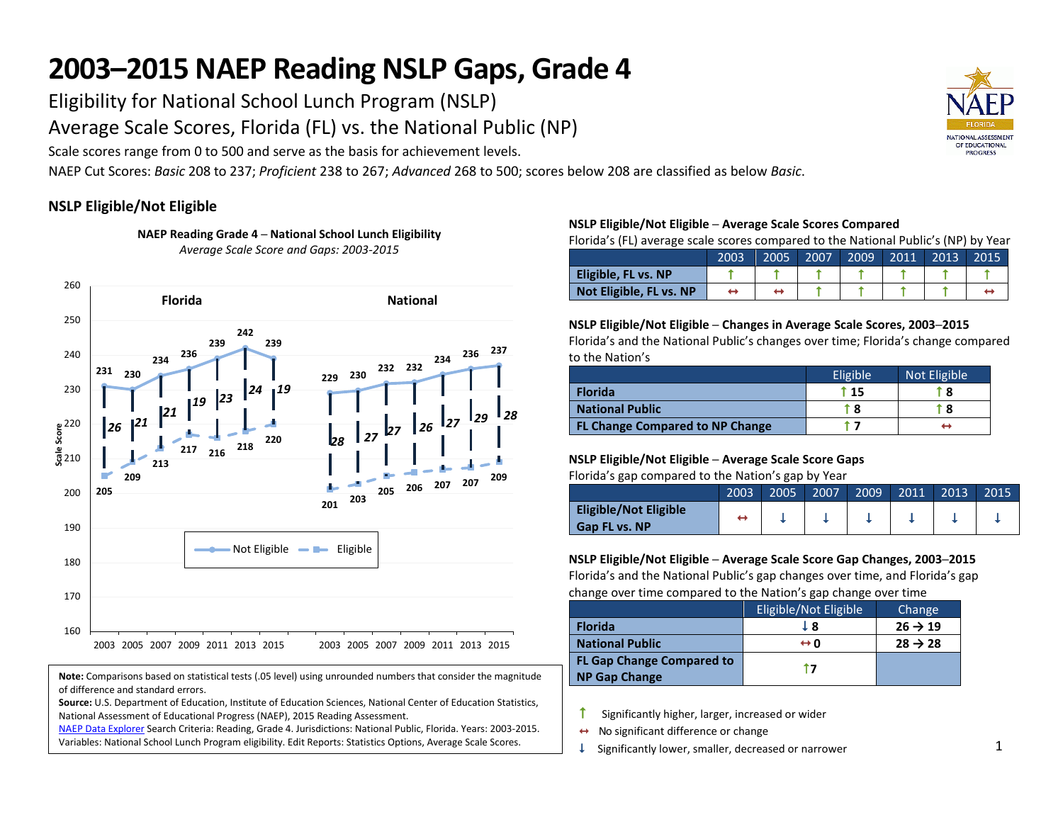# 2003–2015 NAEP Reading NSLP Gaps, Grade 4

Eligibility for National School Lunch Program (NSLP)

Average Scale Scores, Florida (FL) vs. the National Public (NP)

Scale scores range from 0 to 500 and serve as the basis for achievement levels.

NAEP Cut Scores: *Basic* 208 to 237; *Proficient* 238 to 267; *Advanced* 268 to 500; scores below 208 are classified as below *Basic*.

## NSLP Eligible/Not Eligible

**NAEP Reading Grade 4 – National School Lunch Eligibility**
*Average Scale Score and Gaps: 2003-2015*

| | 2003 | 2005 | 2007 | 2009 | 2011 | 2013 | 2015 |
|---|---|---|---|---|---|---|---|
| Florida – Not Eligible | 231 | 230 | 234 | 236 | 239 | 242 | 239 |
| Florida – Eligible | 205 | 209 | 213 | 217 | 216 | 218 | 220 |
| Florida – Gap | 26 | 21 | 21 | 19 | 23 | 24 | 19 |
| National – Not Eligible | 229 | 230 | 232 | 232 | 234 | 236 | 237 |
| National – Eligible | 201 | 203 | 205 | 206 | 207 | 207 | 209 |
| National – Gap | 28 | 27 | 27 | 26 | 27 | 29 | 28 |

**NSLP Eligible/Not Eligible – Average Scale Scores Compared**

Florida's (FL) average scale scores compared to the National Public's (NP) by Year

| | 2003 | 2005 | 2007 | 2009 | 2011 | 2013 | 2015 |
|---|---|---|---|---|---|---|---|
| Eligible, FL vs. NP | ↑ | ↑ | ↑ | ↑ | ↑ | ↑ | ↑ |
| Not Eligible, FL vs. NP | ↔ | ↔ | ↑ | ↑ | ↑ | ↑ | ↔ |

**NSLP Eligible/Not Eligible – Changes in Average Scale Scores, 2003–2015**

Florida's and the National Public's changes over time; Florida's change compared to the Nation's

| | Eligible | Not Eligible |
|---|---|---|
| Florida | ↑ 15 | ↑ 8 |
| National Public | ↑ 8 | ↑ 8 |
| FL Change Compared to NP Change | ↑ 7 | ↔ |

**NSLP Eligible/Not Eligible – Average Scale Score Gaps**

Florida's gap compared to the Nation's gap by Year

| | 2003 | 2005 | 2007 | 2009 | 2011 | 2013 | 2015 |
|---|---|---|---|---|---|---|---|
| Eligible/Not Eligible Gap FL vs. NP | ↔ | ↓ | ↓ | ↓ | ↓ | ↓ | ↓ |

**NSLP Eligible/Not Eligible – Average Scale Score Gap Changes, 2003–2015**

Florida's and the National Public's gap changes over time, and Florida's gap change over time compared to the Nation's gap change over time

| | Eligible/Not Eligible | Change |
|---|---|---|
| Florida | ↓ 8 | 26 → 19 |
| National Public | ↔ 0 | 28 → 28 |
| FL Gap Change Compared to NP Gap Change | ↑ 7 | |

↑ Significantly higher, larger, increased or wider

↔ No significant difference or change

↓ Significantly lower, smaller, decreased or narrower

**Note:** Comparisons based on statistical tests (.05 level) using unrounded numbers that consider the magnitude of difference and standard errors.

**Source:** U.S. Department of Education, Institute of Education Sciences, National Center of Education Statistics, National Assessment of Educational Progress (NAEP), 2015 Reading Assessment.

NAEP Data Explorer Search Criteria: Reading, Grade 4. Jurisdictions: National Public, Florida. Years: 2003-2015. Variables: National School Lunch Program eligibility. Edit Reports: Statistics Options, Average Scale Scores.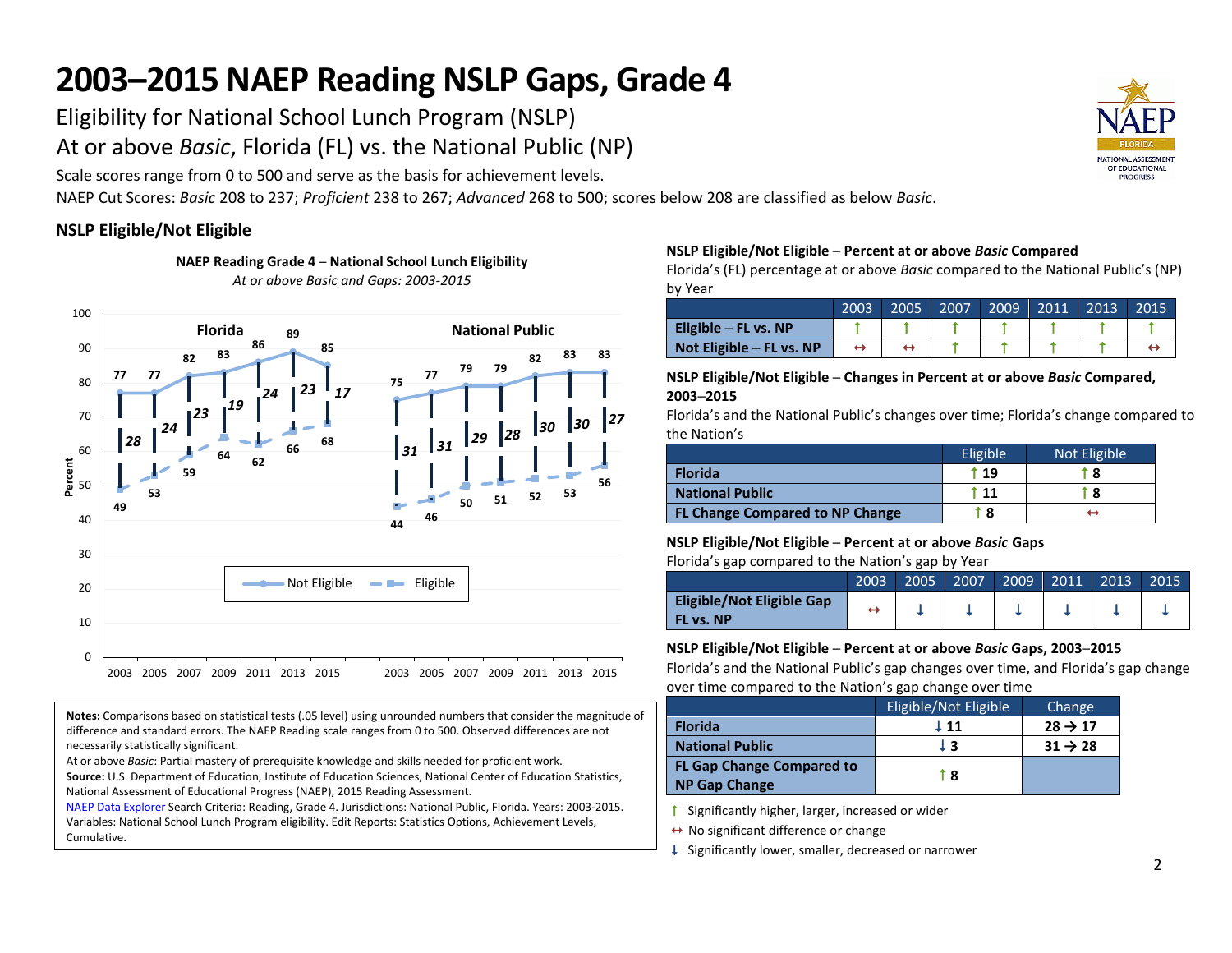# 2003–2015 NAEP Reading NSLP Gaps, Grade 4

Eligibility for National School Lunch Program (NSLP)

At or above *Basic*, Florida (FL) vs. the National Public (NP)

Scale scores range from 0 to 500 and serve as the basis for achievement levels.

NAEP Cut Scores: *Basic* 208 to 237; *Proficient* 238 to 267; *Advanced* 268 to 500; scores below 208 are classified as below *Basic*.

## NSLP Eligible/Not Eligible

**NAEP Reading Grade 4 – National School Lunch Eligibility**

*At or above Basic and Gaps: 2003-2015*

| | 2003 | 2005 | 2007 | 2009 | 2011 | 2013 | 2015 |
|---|---|---|---|---|---|---|---|
| Florida – Not Eligible | 77 | 77 | 82 | 83 | 86 | 89 | 85 |
| Florida – Eligible | 49 | 53 | 59 | 64 | 62 | 66 | 68 |
| Florida – Gap | 28 | 24 | 23 | 19 | 24 | 23 | 17 |
| National Public – Not Eligible | 75 | 77 | 79 | 79 | 82 | 83 | 83 |
| National Public – Eligible | 44 | 46 | 50 | 51 | 52 | 53 | 56 |
| National Public – Gap | 31 | 31 | 29 | 28 | 30 | 30 | 27 |

**NSLP Eligible/Not Eligible – Percent at or above *Basic* Compared**

Florida's (FL) percentage at or above *Basic* compared to the National Public's (NP) by Year

| | 2003 | 2005 | 2007 | 2009 | 2011 | 2013 | 2015 |
|---|---|---|---|---|---|---|---|
| **Eligible – FL vs. NP** | ↑ | ↑ | ↑ | ↑ | ↑ | ↑ | ↑ |
| **Not Eligible – FL vs. NP** | ↔ | ↔ | ↑ | ↑ | ↑ | ↑ | ↔ |

**NSLP Eligible/Not Eligible – Changes in Percent at or above *Basic* Compared, 2003–2015**

Florida's and the National Public's changes over time; Florida's change compared to the Nation's

| | Eligible | Not Eligible |
|---|---|---|
| **Florida** | ↑ 19 | ↑ 8 |
| **National Public** | ↑ 11 | ↑ 8 |
| **FL Change Compared to NP Change** | ↑ 8 | ↔ |

**NSLP Eligible/Not Eligible – Percent at or above *Basic* Gaps**

Florida's gap compared to the Nation's gap by Year

| | 2003 | 2005 | 2007 | 2009 | 2011 | 2013 | 2015 |
|---|---|---|---|---|---|---|---|
| **Eligible/Not Eligible Gap FL vs. NP** | ↔ | ↓ | ↓ | ↓ | ↓ | ↓ | ↓ |

**NSLP Eligible/Not Eligible – Percent at or above *Basic* Gaps, 2003–2015**

Florida's and the National Public's gap changes over time, and Florida's gap change over time compared to the Nation's gap change over time

| | Eligible/Not Eligible | Change |
|---|---|---|
| **Florida** | ↓ 11 | 28 → 17 |
| **National Public** | ↓ 3 | 31 → 28 |
| **FL Gap Change Compared to NP Gap Change** | ↑ 8 | |

↑ Significantly higher, larger, increased or wider

↔ No significant difference or change

↓ Significantly lower, smaller, decreased or narrower

**Notes:** Comparisons based on statistical tests (.05 level) using unrounded numbers that consider the magnitude of difference and standard errors. The NAEP Reading scale ranges from 0 to 500. Observed differences are not necessarily statistically significant.

At or above *Basic*: Partial mastery of prerequisite knowledge and skills needed for proficient work.

**Source:** U.S. Department of Education, Institute of Education Sciences, National Center of Education Statistics, National Assessment of Educational Progress (NAEP), 2015 Reading Assessment.

NAEP Data Explorer Search Criteria: Reading, Grade 4. Jurisdictions: National Public, Florida. Years: 2003-2015. Variables: National School Lunch Program eligibility. Edit Reports: Statistics Options, Achievement Levels, Cumulative.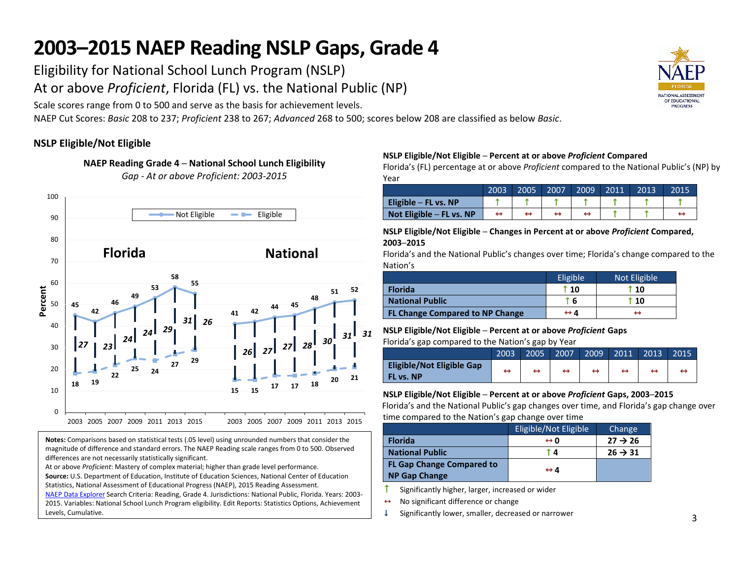# 2003–2015 NAEP Reading NSLP Gaps, Grade 4

Eligibility for National School Lunch Program (NSLP)

At or above *Proficient*, Florida (FL) vs. the National Public (NP)

Scale scores range from 0 to 500 and serve as the basis for achievement levels.

NAEP Cut Scores: *Basic* 208 to 237; *Proficient* 238 to 267; *Advanced* 268 to 500; scores below 208 are classified as below *Basic*.

**NSLP Eligible/Not Eligible**

**NAEP Reading Grade 4 – National School Lunch Eligibility**

*Gap - At or above Proficient: 2003-2015*

Not Eligible
Eligible

Florida
45 42 46 49 53 58 55
27 23 24 24 29 31 26
18 19 22 25 24 27 29

National
41 42 44 45 48 51 52
26 27 27 28 30 31 31
15 15 17 17 18 20 21

Percent
0 10 20 30 40 50 60 70 80 90 100
2003 2005 2007 2009 2011 2013 2015
2003 2005 2007 2009 2011 2013 2015

**Notes:** Comparisons based on statistical tests (.05 level) using unrounded numbers that consider the magnitude of difference and standard errors. The NAEP Reading scale ranges from 0 to 500. Observed differences are not necessarily statistically significant.

At or above *Proficient*: Mastery of complex material; higher than grade level performance.

**Source:** U.S. Department of Education, Institute of Education Sciences, National Center of Education Statistics, National Assessment of Educational Progress (NAEP), 2015 Reading Assessment.

NAEP Data Explorer Search Criteria: Reading, Grade 4. Jurisdictions: National Public, Florida. Years: 2003-2015. Variables: National School Lunch Program eligibility. Edit Reports: Statistics Options, Achievement Levels, Cumulative.

**NSLP Eligible/Not Eligible – Percent at or above *Proficient* Compared**

Florida's (FL) percentage at or above *Proficient* compared to the National Public's (NP) by Year

| | 2003 | 2005 | 2007 | 2009 | 2011 | 2013 | 2015 |
|---|---|---|---|---|---|---|---|
| **Eligible – FL vs. NP** | ↑ | ↑ | ↑ | ↑ | ↑ | ↑ | ↑ |
| **Not Eligible – FL vs. NP** | ↔ | ↔ | ↔ | ↔ | ↑ | ↑ | ↔ |

**NSLP Eligible/Not Eligible – Changes in Percent at or above *Proficient* Compared, 2003–2015**

Florida's and the National Public's changes over time; Florida's change compared to the Nation's

| | Eligible | Not Eligible |
|---|---|---|
| **Florida** | ↑ 10 | ↑ 10 |
| **National Public** | ↑ 6 | ↑ 10 |
| **FL Change Compared to NP Change** | ↔ 4 | ↔ |

**NSLP Eligible/Not Eligible – Percent at or above *Proficient* Gaps**

Florida's gap compared to the Nation's gap by Year

| | 2003 | 2005 | 2007 | 2009 | 2011 | 2013 | 2015 |
|---|---|---|---|---|---|---|---|
| **Eligible/Not Eligible Gap FL vs. NP** | ↔ | ↔ | ↔ | ↔ | ↔ | ↔ | ↔ |

**NSLP Eligible/Not Eligible – Percent at or above *Proficient* Gaps, 2003–2015**

Florida's and the National Public's gap changes over time, and Florida's gap change over time compared to the Nation's gap change over time

| | Eligible/Not Eligible | Change |
|---|---|---|
| **Florida** | ↔ 0 | 27 → 26 |
| **National Public** | ↑ 4 | 26 → 31 |
| **FL Gap Change Compared to NP Gap Change** | ↔ 4 | |

↑ Significantly higher, larger, increased or wider

↔ No significant difference or change

↓ Significantly lower, smaller, decreased or narrower